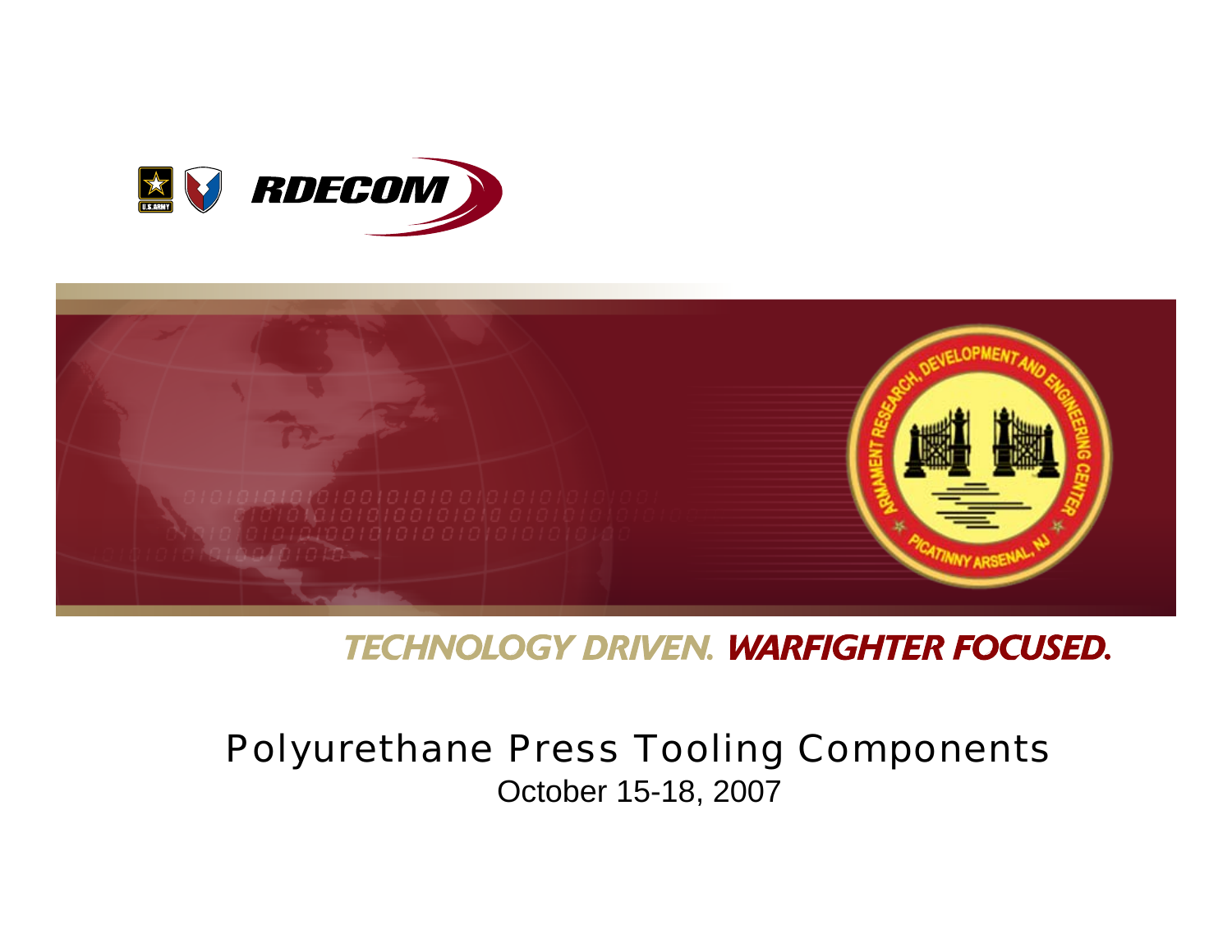RDECOM

TECHNOLOGY DRIVEN. WARFIGHTER FOCUSED.

# Polyurethane Press Tooling Components

October 15-18, 2007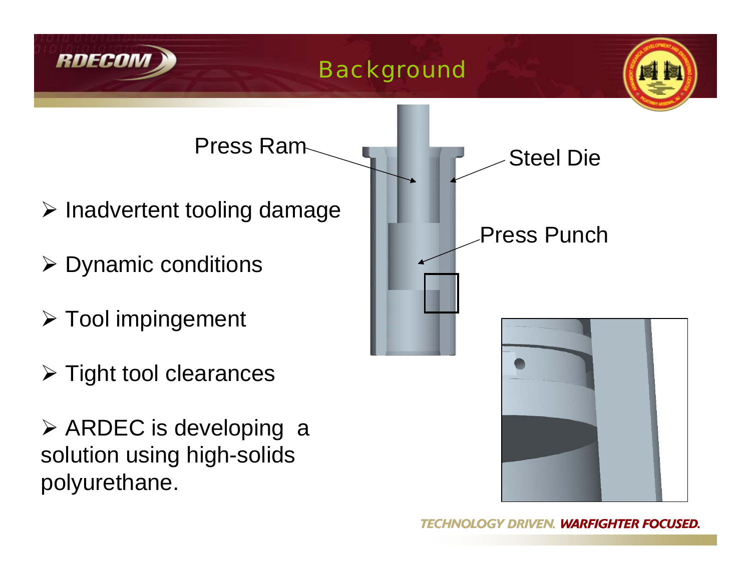# Background

- Inadvertent tooling damage
- Dynamic conditions
- Tool impingement
- Tight tool clearances
- ARDEC is developing a solution using high-solids polyurethane.

Press Ram

Steel Die

Press Punch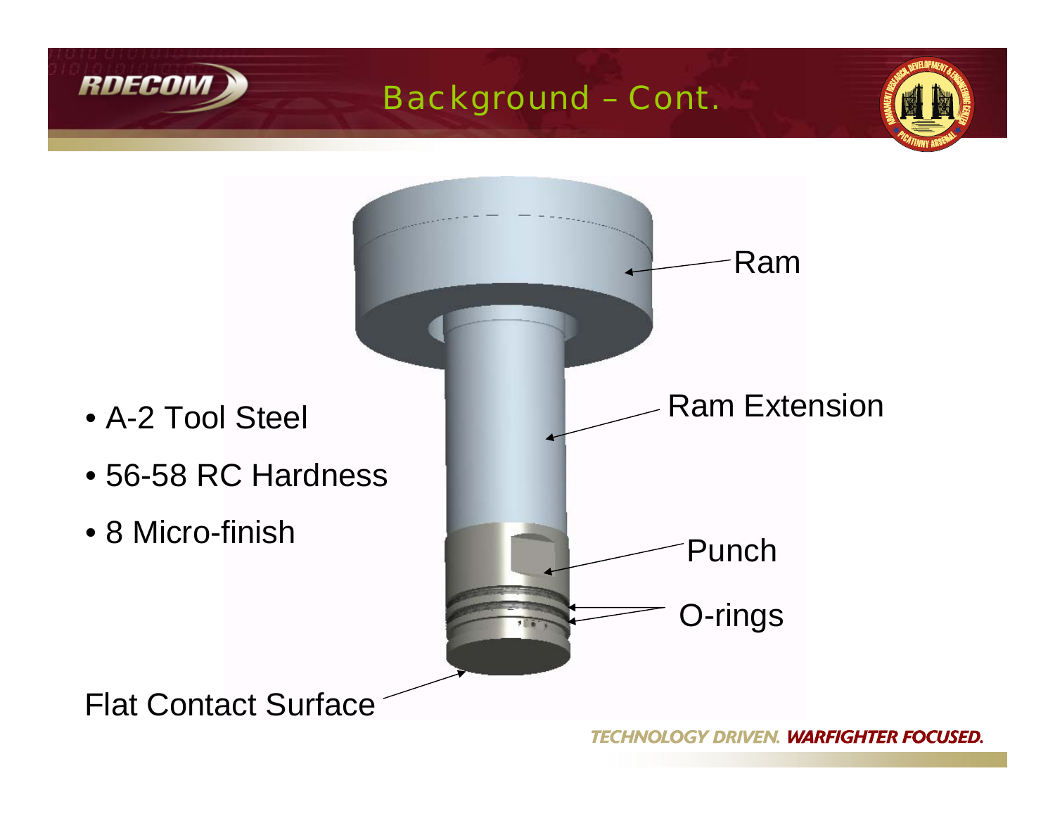# Background – Cont.

- A-2 Tool Steel
- 56-58 RC Hardness
- 8 Micro-finish

Ram

Ram Extension

Punch

O-rings

Flat Contact Surface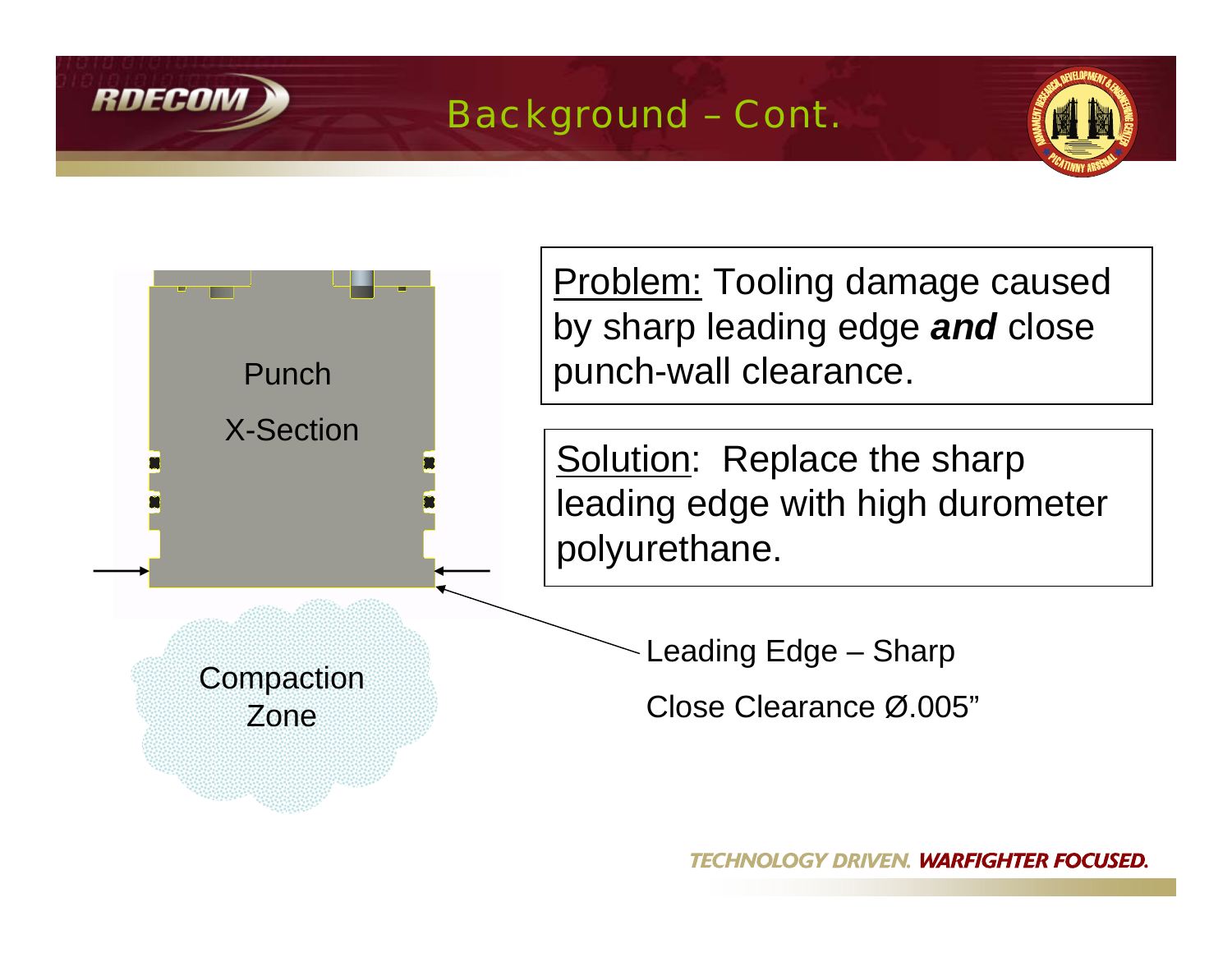# Background – Cont.

Punch

X-Section

Compaction Zone

Problem: Tooling damage caused by sharp leading edge ***and*** close punch-wall clearance.

Solution: Replace the sharp leading edge with high durometer polyurethane.

Leading Edge – Sharp

Close Clearance Ø.005"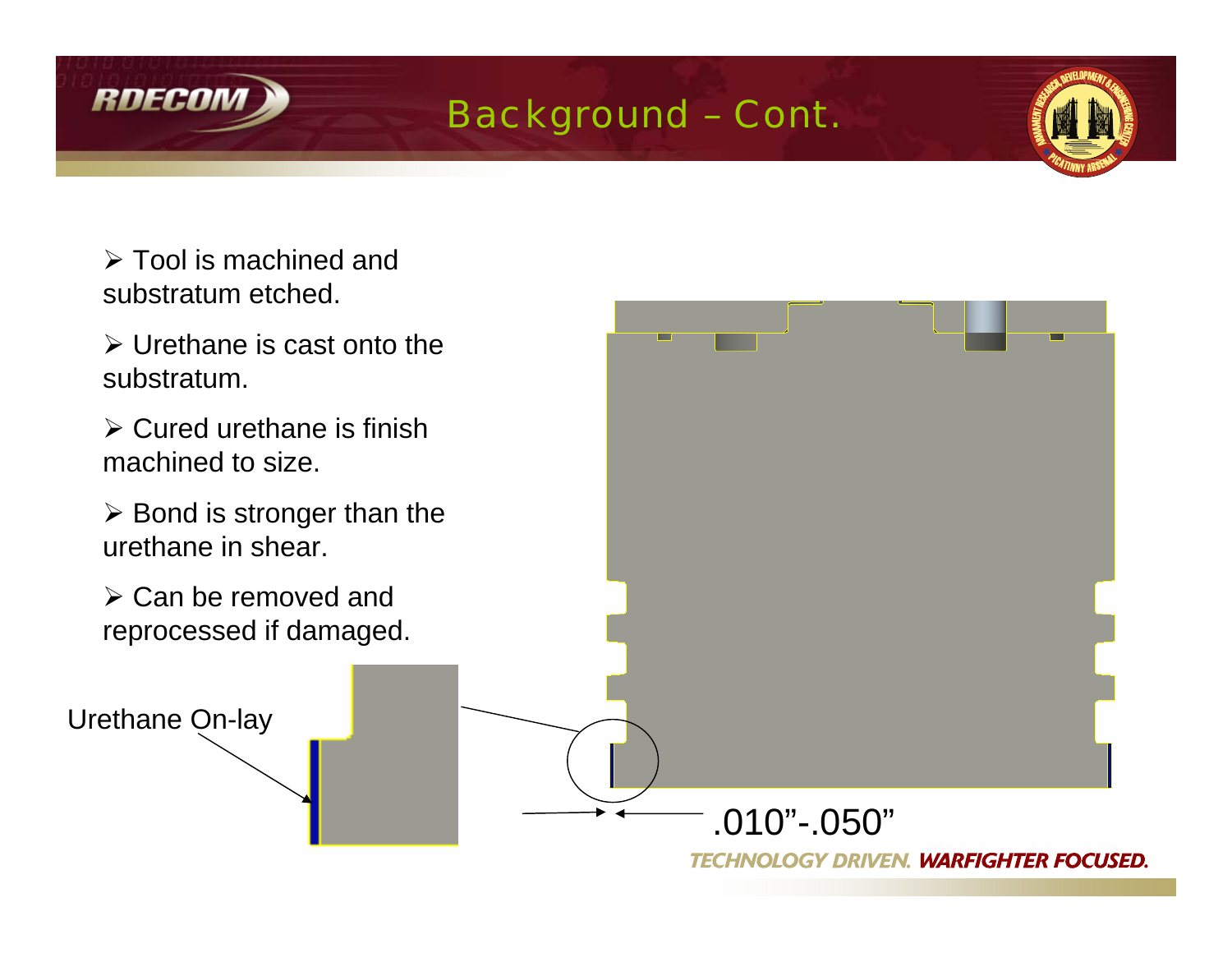# Background – Cont.

- Tool is machined and substratum etched.
- Urethane is cast onto the substratum.
- Cured urethane is finish machined to size.
- Bond is stronger than the urethane in shear.
- Can be removed and reprocessed if damaged.

Urethane On-lay

.010”-.050”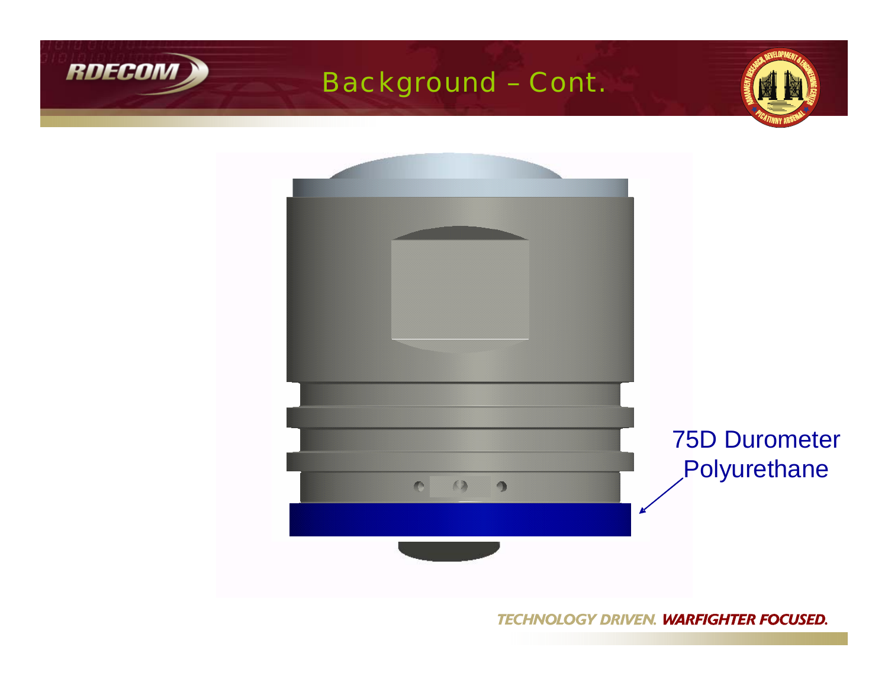# Background – Cont.

75D Durometer Polyurethane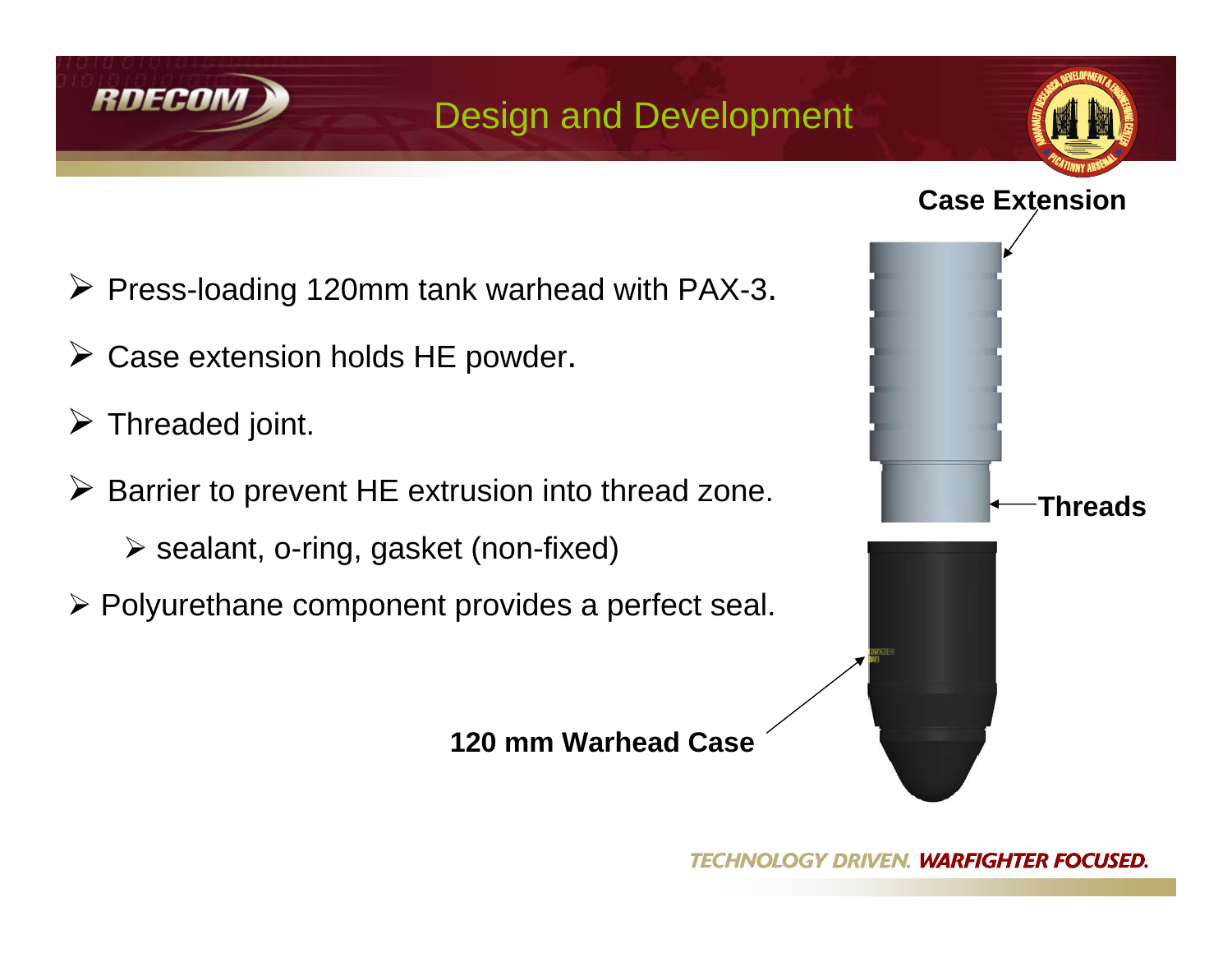# Design and Development

- Press-loading 120mm tank warhead with PAX-3.
- Case extension holds HE powder.
- Threaded joint.
- Barrier to prevent HE extrusion into thread zone.
  - sealant, o-ring, gasket (non-fixed)
- Polyurethane component provides a perfect seal.

**Case Extension**

**Threads**

**120 mm Warhead Case**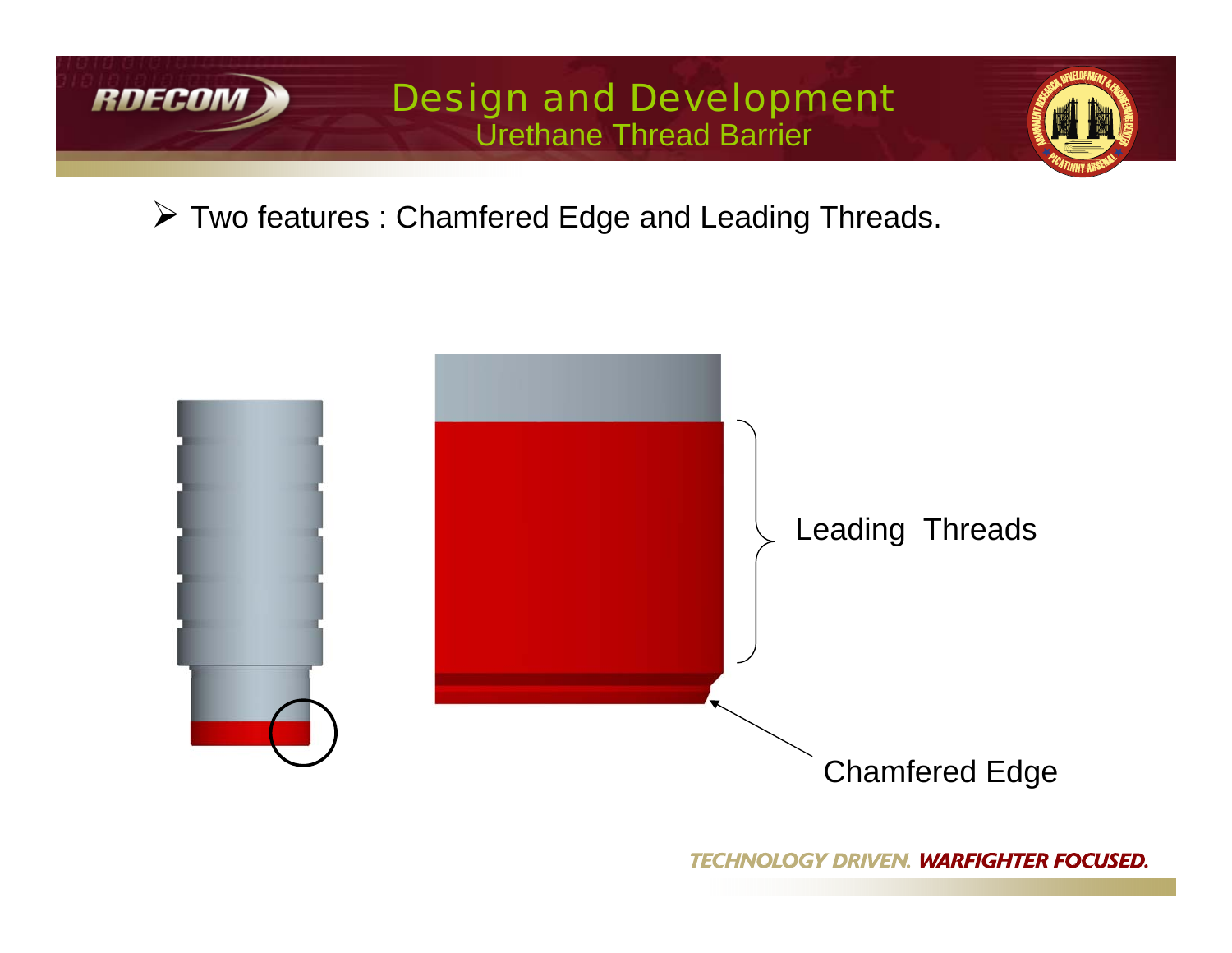# Design and Development

## Urethane Thread Barrier

- Two features : Chamfered Edge and Leading Threads.

Leading Threads

Chamfered Edge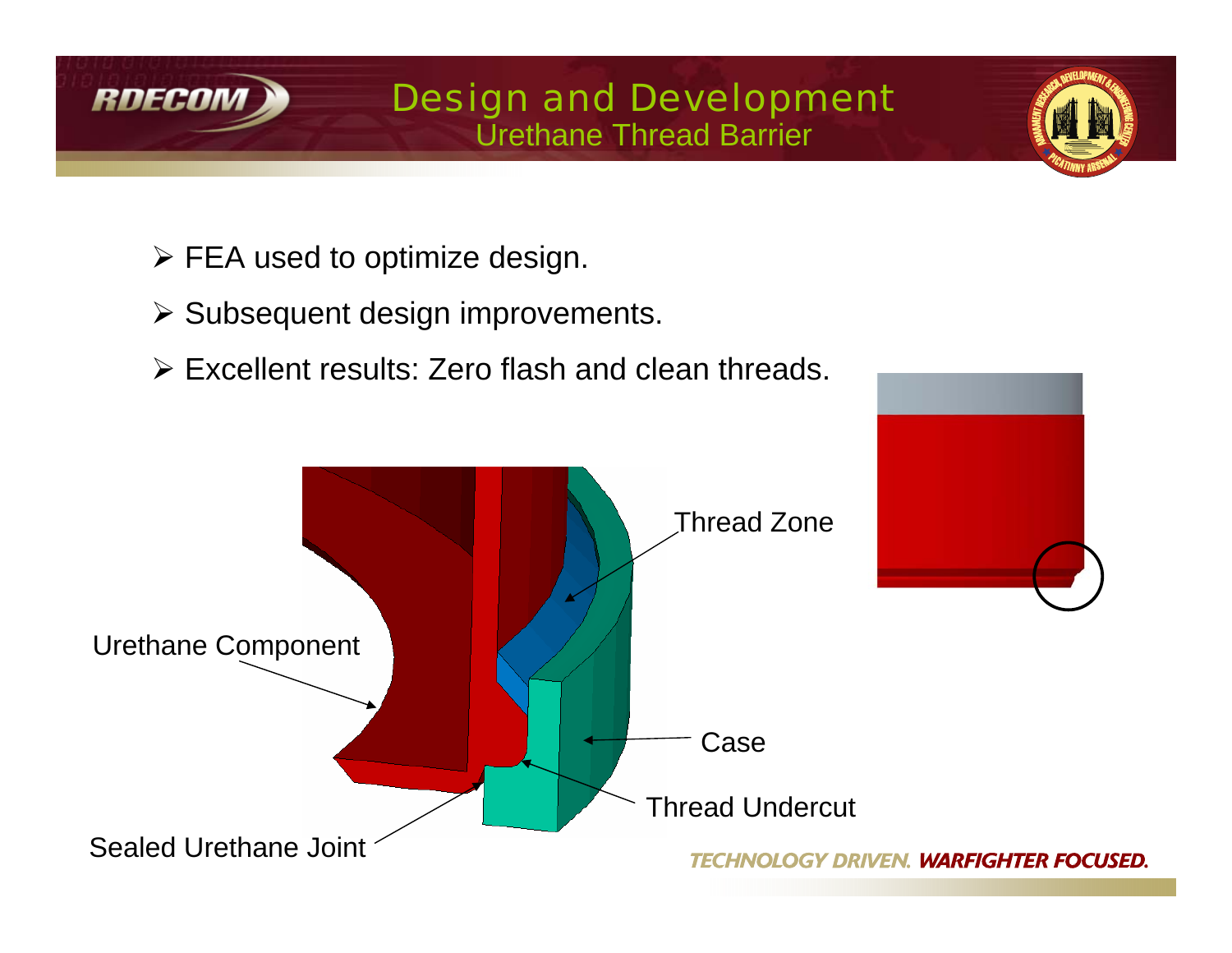# Design and Development

## Urethane Thread Barrier

- FEA used to optimize design.
- Subsequent design improvements.
- Excellent results: Zero flash and clean threads.

Thread Zone

Urethane Component

Case

Thread Undercut

Sealed Urethane Joint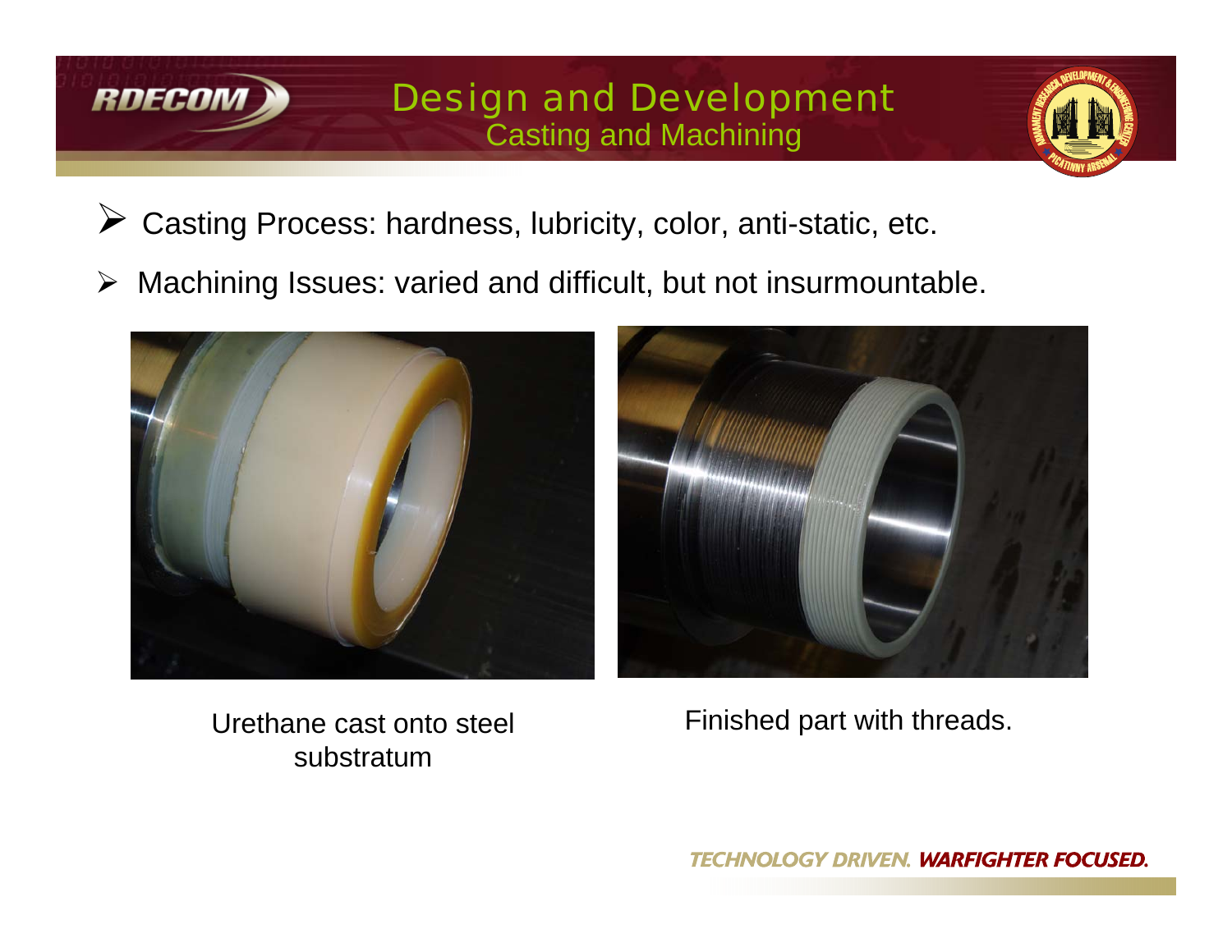# Design and Development

## Casting and Machining

- Casting Process: hardness, lubricity, color, anti-static, etc.
- Machining Issues: varied and difficult, but not insurmountable.

Urethane cast onto steel substratum

Finished part with threads.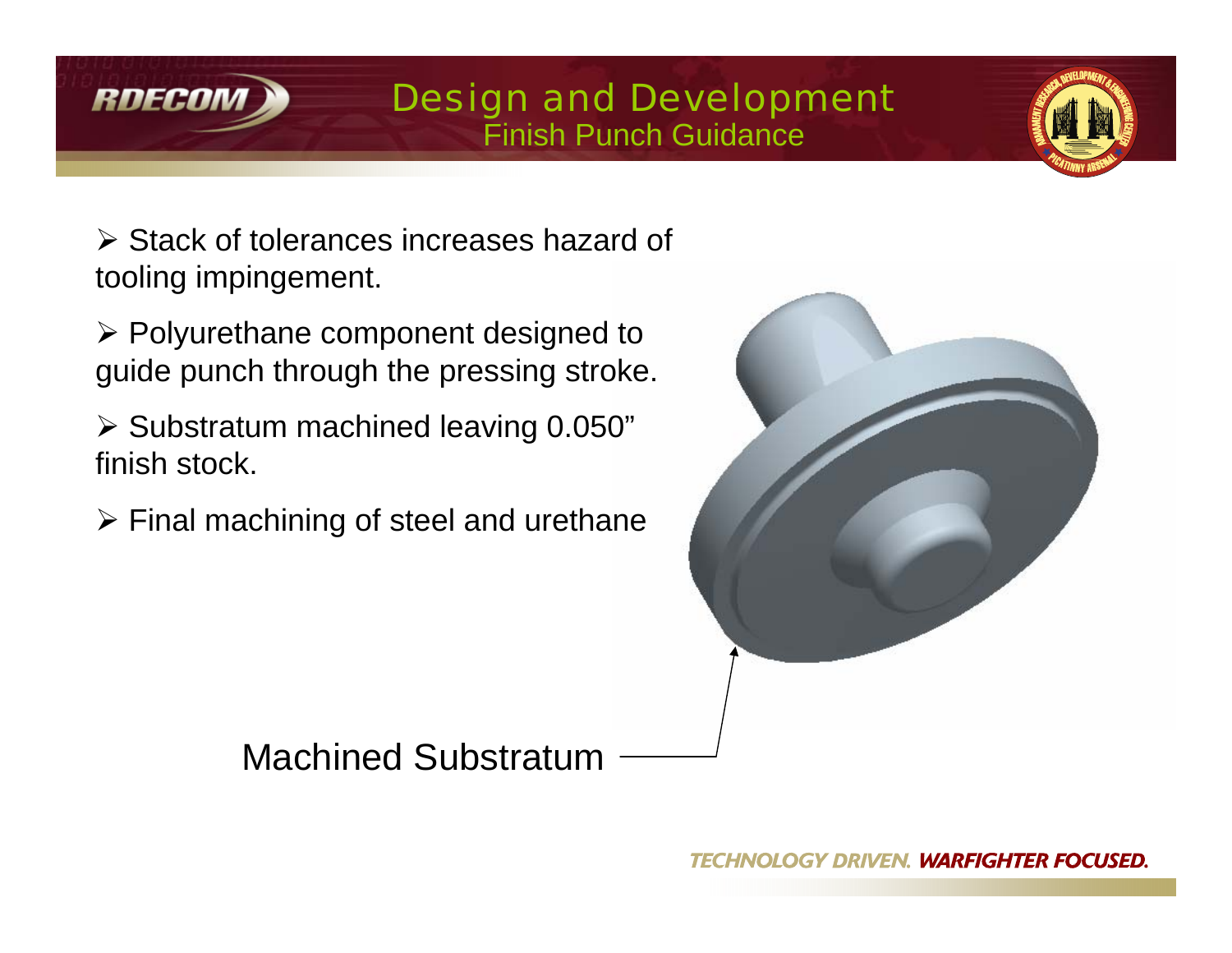# Design and Development

## Finish Punch Guidance

- Stack of tolerances increases hazard of tooling impingement.
- Polyurethane component designed to guide punch through the pressing stroke.
- Substratum machined leaving 0.050” finish stock.
- Final machining of steel and urethane

Machined Substratum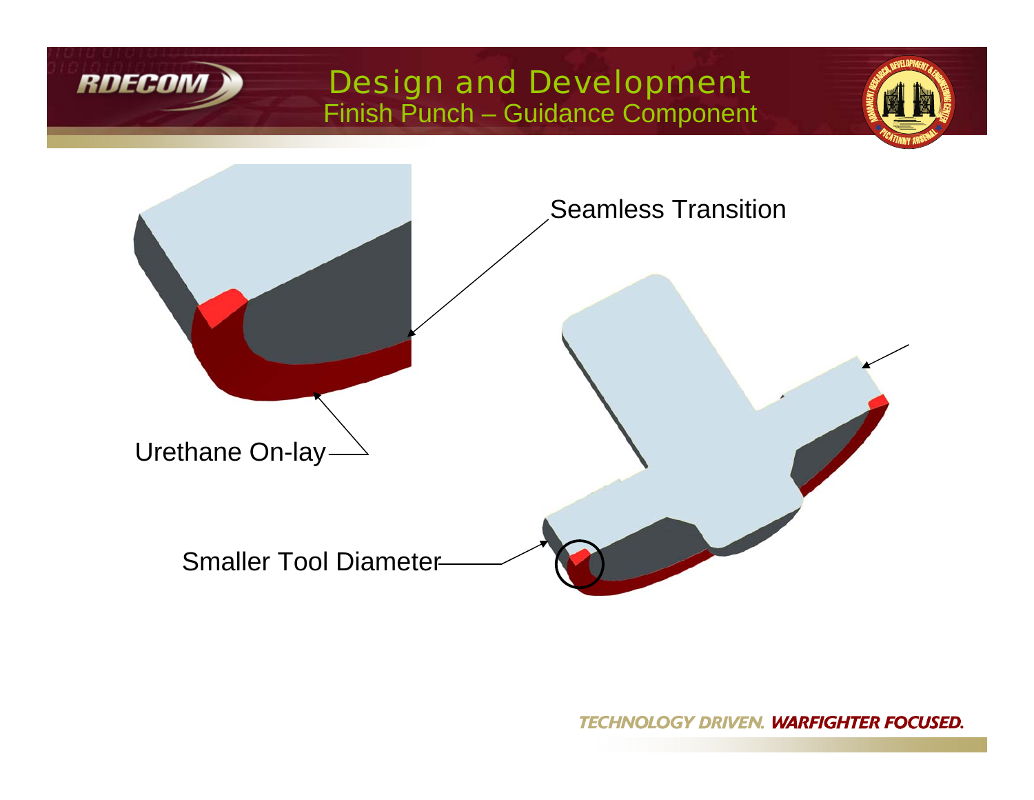# Design and Development

## Finish Punch – Guidance Component

Seamless Transition

Urethane On-lay

Smaller Tool Diameter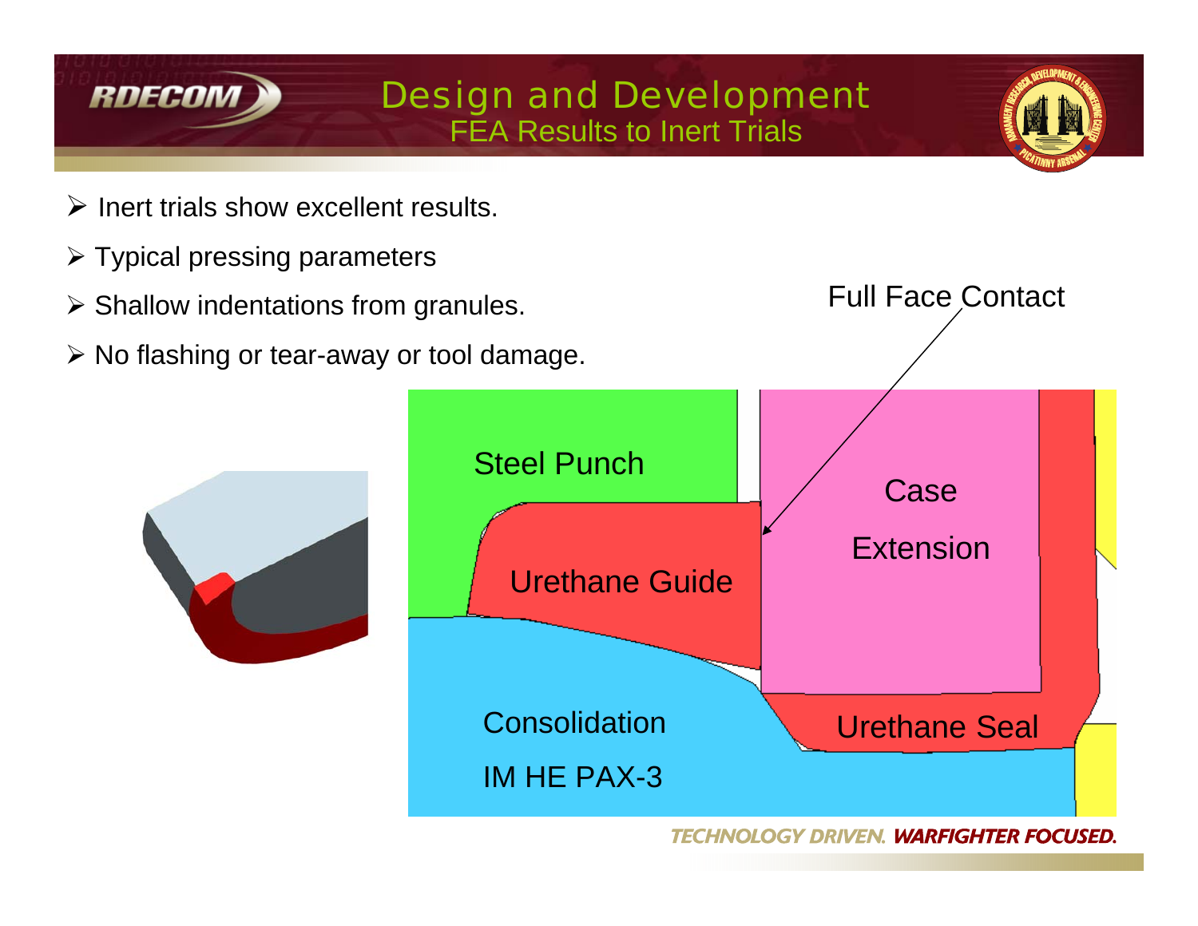# Design and Development

## FEA Results to Inert Trials

- Inert trials show excellent results.
- Typical pressing parameters
- Shallow indentations from granules.
- No flashing or tear-away or tool damage.

Full Face Contact

Steel Punch

Urethane Guide

Case Extension

Consolidation IM HE PAX-3

Urethane Seal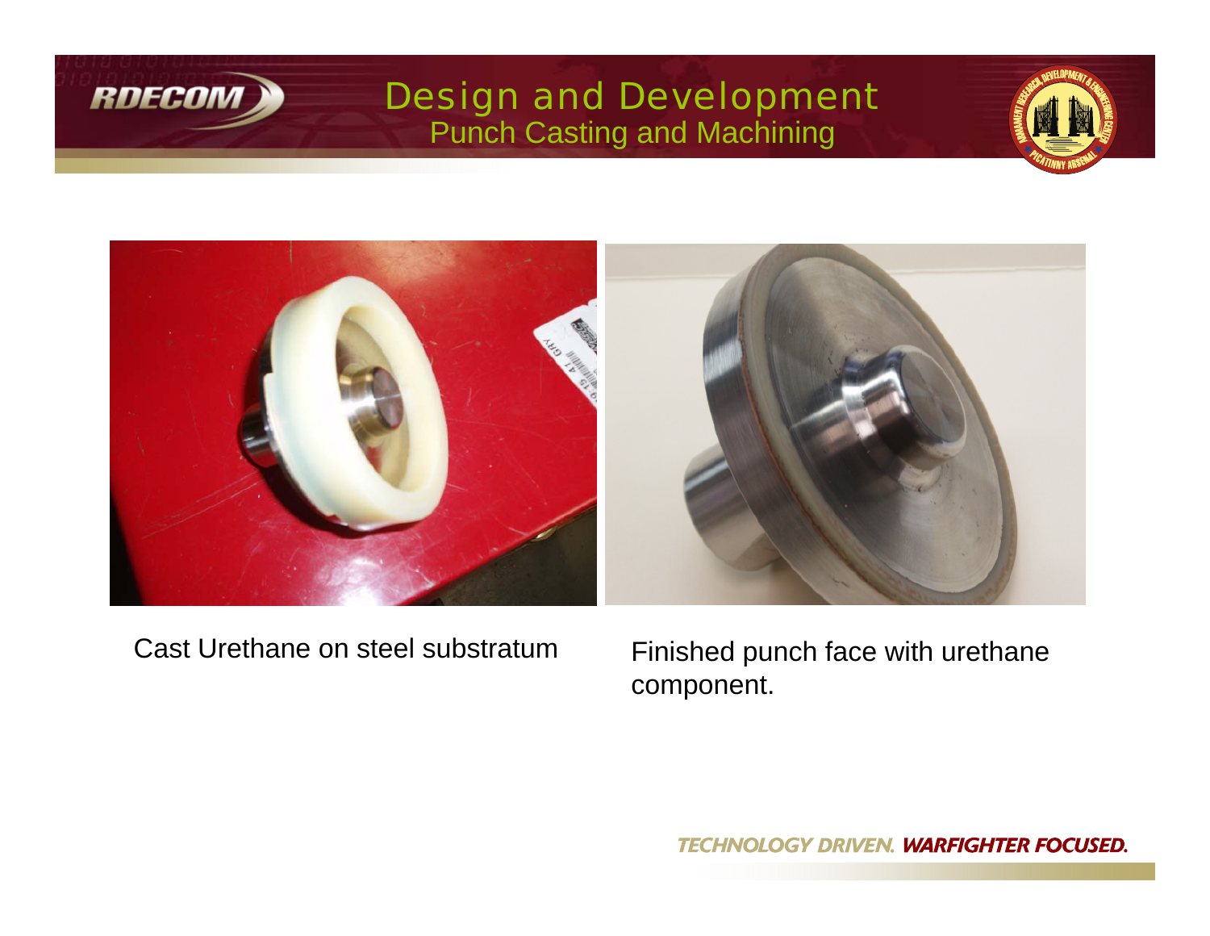# Design and Development

## Punch Casting and Machining

Cast Urethane on steel substratum

Finished punch face with urethane component.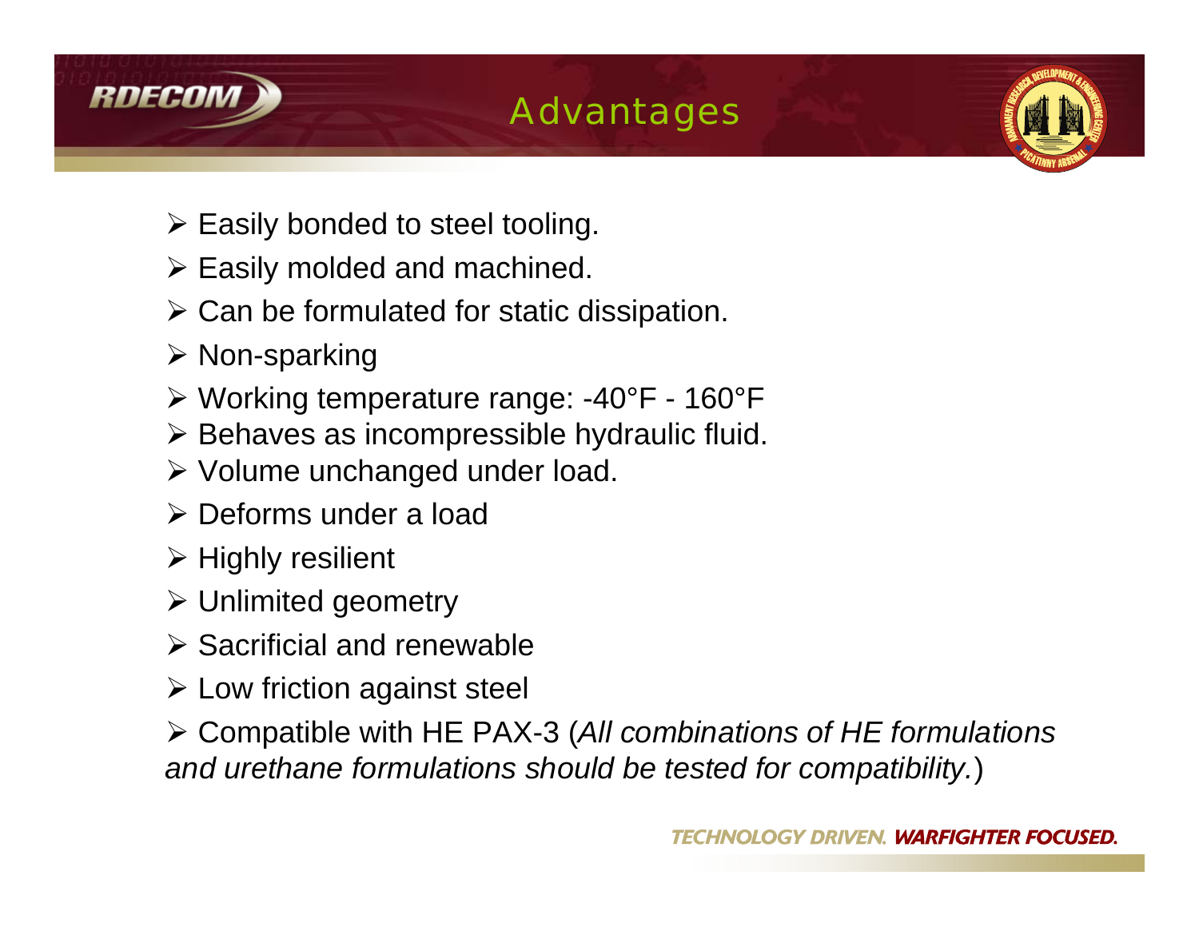# Advantages

- Easily bonded to steel tooling.
- Easily molded and machined.
- Can be formulated for static dissipation.
- Non-sparking
- Working temperature range: -40°F - 160°F
- Behaves as incompressible hydraulic fluid.
- Volume unchanged under load.
- Deforms under a load
- Highly resilient
- Unlimited geometry
- Sacrificial and renewable
- Low friction against steel
- Compatible with HE PAX-3 (*All combinations of HE formulations and urethane formulations should be tested for compatibility.*)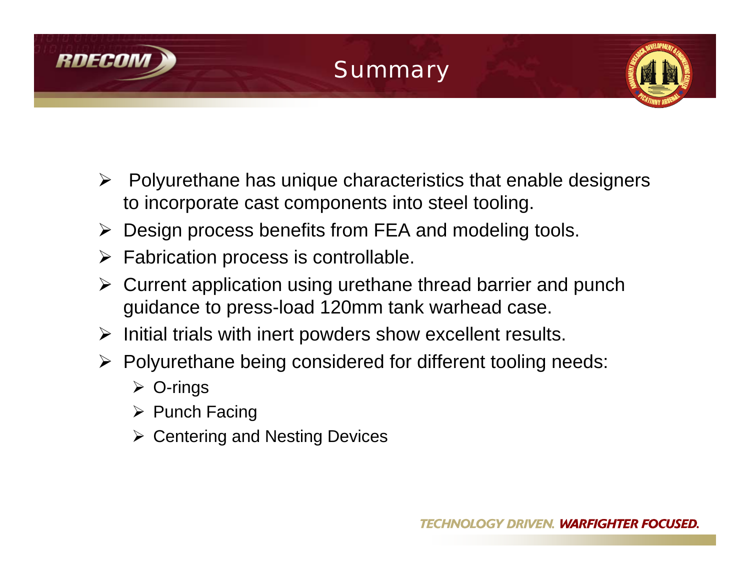# Summary

- Polyurethane has unique characteristics that enable designers to incorporate cast components into steel tooling.
- Design process benefits from FEA and modeling tools.
- Fabrication process is controllable.
- Current application using urethane thread barrier and punch guidance to press-load 120mm tank warhead case.
- Initial trials with inert powders show excellent results.
- Polyurethane being considered for different tooling needs:
  - O-rings
  - Punch Facing
  - Centering and Nesting Devices